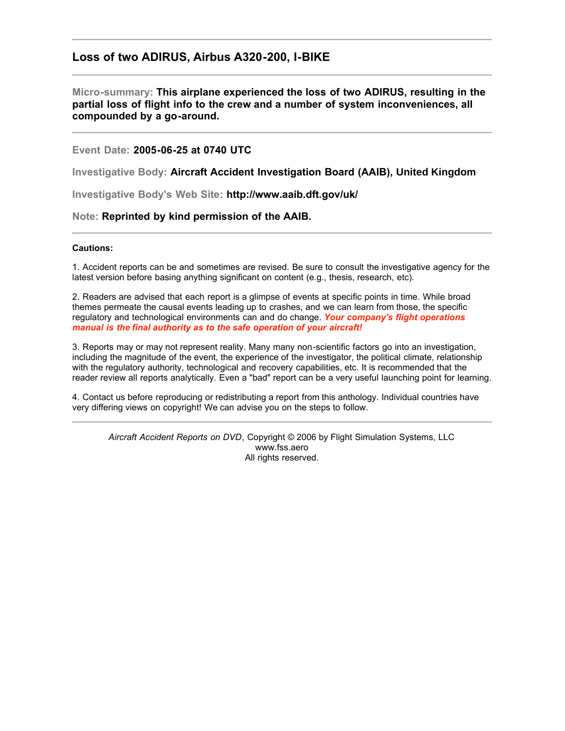## Loss of two ADIRUS, Airbus A320-200, I-BIKE

---

**Micro-summary: This airplane experienced the loss of two ADIRUS, resulting in the partial loss of flight info to the crew and a number of system inconveniences, all compounded by a go-around.**

---

Event Date: **2005-06-25 at 0740 UTC**

Investigative Body: **Aircraft Accident Investigation Board (AAIB), United Kingdom**

Investigative Body's Web Site: **http://www.aaib.dft.gov/uk/**

Note: **Reprinted by kind permission of the AAIB.**

---

**Cautions:**

1. Accident reports can be and sometimes are revised. Be sure to consult the investigative agency for the latest version before basing anything significant on content (e.g., thesis, research, etc).

2. Readers are advised that each report is a glimpse of events at specific points in time. While broad themes permeate the causal events leading up to crashes, and we can learn from those, the specific regulatory and technological environments can and do change. ***Your company's flight operations manual is the final authority as to the safe operation of your aircraft!***

3. Reports may or may not represent reality. Many many non-scientific factors go into an investigation, including the magnitude of the event, the experience of the investigator, the political climate, relationship with the regulatory authority, technological and recovery capabilities, etc. It is recommended that the reader review all reports analytically. Even a "bad" report can be a very useful launching point for learning.

4. Contact us before reproducing or redistributing a report from this anthology. Individual countries have very differing views on copyright! We can advise you on the steps to follow.

---

*Aircraft Accident Reports on DVD*, Copyright © 2006 by Flight Simulation Systems, LLC
www.fss.aero
All rights reserved.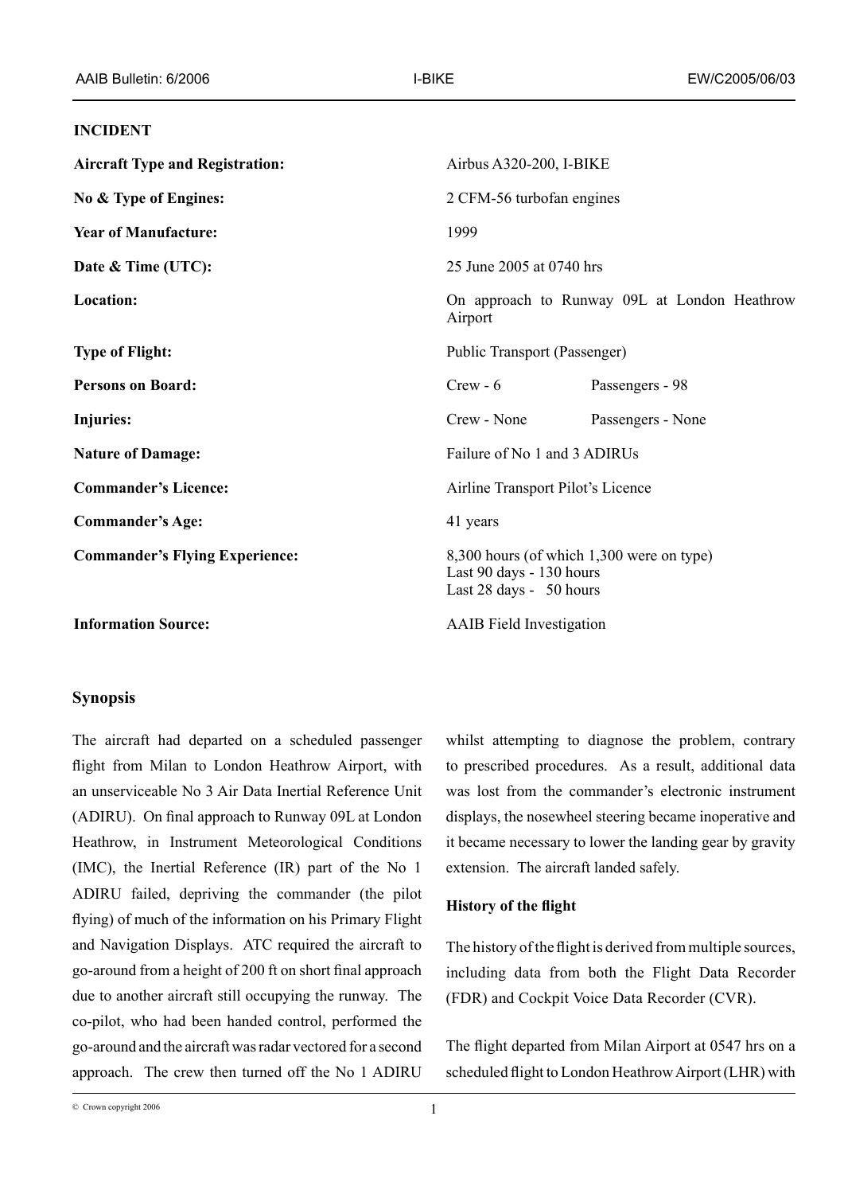## INCIDENT

| | | |
|---|---|---|
| **Aircraft Type and Registration:** | Airbus A320-200, I-BIKE | |
| **No & Type of Engines:** | 2 CFM-56 turbofan engines | |
| **Year of Manufacture:** | 1999 | |
| **Date & Time (UTC):** | 25 June 2005 at 0740 hrs | |
| **Location:** | On approach to Runway 09L at London Heathrow Airport | |
| **Type of Flight:** | Public Transport (Passenger) | |
| **Persons on Board:** | Crew - 6 | Passengers - 98 |
| **Injuries:** | Crew - None | Passengers - None |
| **Nature of Damage:** | Failure of No 1 and 3 ADIRUs | |
| **Commander's Licence:** | Airline Transport Pilot's Licence | |
| **Commander's Age:** | 41 years | |
| **Commander's Flying Experience:** | 8,300 hours (of which 1,300 were on type)<br>Last 90 days - 130 hours<br>Last 28 days - 50 hours | |
| **Information Source:** | AAIB Field Investigation | |

### Synopsis

The aircraft had departed on a scheduled passenger flight from Milan to London Heathrow Airport, with an unserviceable No 3 Air Data Inertial Reference Unit (ADIRU). On final approach to Runway 09L at London Heathrow, in Instrument Meteorological Conditions (IMC), the Inertial Reference (IR) part of the No 1 ADIRU failed, depriving the commander (the pilot flying) of much of the information on his Primary Flight and Navigation Displays. ATC required the aircraft to go-around from a height of 200 ft on short final approach due to another aircraft still occupying the runway. The co-pilot, who had been handed control, performed the go-around and the aircraft was radar vectored for a second approach. The crew then turned off the No 1 ADIRU whilst attempting to diagnose the problem, contrary to prescribed procedures. As a result, additional data was lost from the commander's electronic instrument displays, the nosewheel steering became inoperative and it became necessary to lower the landing gear by gravity extension. The aircraft landed safely.

### History of the flight

The history of the flight is derived from multiple sources, including data from both the Flight Data Recorder (FDR) and Cockpit Voice Data Recorder (CVR).

The flight departed from Milan Airport at 0547 hrs on a scheduled flight to London Heathrow Airport (LHR) with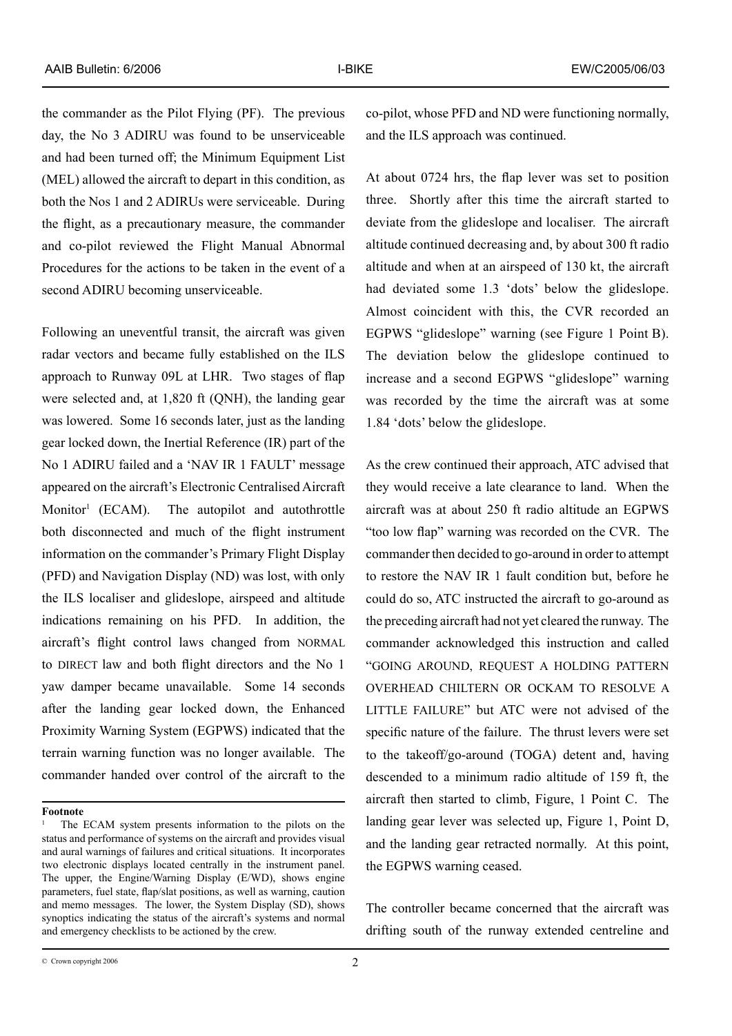the commander as the Pilot Flying (PF). The previous day, the No 3 ADIRU was found to be unserviceable and had been turned off; the Minimum Equipment List (MEL) allowed the aircraft to depart in this condition, as both the Nos 1 and 2 ADIRUs were serviceable. During the flight, as a precautionary measure, the commander and co-pilot reviewed the Flight Manual Abnormal Procedures for the actions to be taken in the event of a second ADIRU becoming unserviceable.

Following an uneventful transit, the aircraft was given radar vectors and became fully established on the ILS approach to Runway 09L at LHR. Two stages of flap were selected and, at 1,820 ft (QNH), the landing gear was lowered. Some 16 seconds later, just as the landing gear locked down, the Inertial Reference (IR) part of the No 1 ADIRU failed and a 'NAV IR 1 FAULT' message appeared on the aircraft's Electronic Centralised Aircraft Monitor[1] (ECAM). The autopilot and autothrottle both disconnected and much of the flight instrument information on the commander's Primary Flight Display (PFD) and Navigation Display (ND) was lost, with only the ILS localiser and glideslope, airspeed and altitude indications remaining on his PFD. In addition, the aircraft's flight control laws changed from NORMAL to DIRECT law and both flight directors and the No 1 yaw damper became unavailable. Some 14 seconds after the landing gear locked down, the Enhanced Proximity Warning System (EGPWS) indicated that the terrain warning function was no longer available. The commander handed over control of the aircraft to the co-pilot, whose PFD and ND were functioning normally, and the ILS approach was continued.

At about 0724 hrs, the flap lever was set to position three. Shortly after this time the aircraft started to deviate from the glideslope and localiser. The aircraft altitude continued decreasing and, by about 300 ft radio altitude and when at an airspeed of 130 kt, the aircraft had deviated some 1.3 'dots' below the glideslope. Almost coincident with this, the CVR recorded an EGPWS "glideslope" warning (see Figure 1 Point B). The deviation below the glideslope continued to increase and a second EGPWS "glideslope" warning was recorded by the time the aircraft was at some 1.84 'dots' below the glideslope.

As the crew continued their approach, ATC advised that they would receive a late clearance to land. When the aircraft was at about 250 ft radio altitude an EGPWS "too low flap" warning was recorded on the CVR. The commander then decided to go-around in order to attempt to restore the NAV IR 1 fault condition but, before he could do so, ATC instructed the aircraft to go-around as the preceding aircraft had not yet cleared the runway. The commander acknowledged this instruction and called "GOING AROUND, REQUEST A HOLDING PATTERN OVERHEAD CHILTERN OR OCKAM TO RESOLVE A LITTLE FAILURE" but ATC were not advised of the specific nature of the failure. The thrust levers were set to the takeoff/go-around (TOGA) detent and, having descended to a minimum radio altitude of 159 ft, the aircraft then started to climb, Figure, 1 Point C. The landing gear lever was selected up, Figure 1, Point D, and the landing gear retracted normally. At this point, the EGPWS warning ceased.

The controller became concerned that the aircraft was drifting south of the runway extended centreline and

---

**Footnote**

[1] The ECAM system presents information to the pilots on the status and performance of systems on the aircraft and provides visual and aural warnings of failures and critical situations. It incorporates two electronic displays located centrally in the instrument panel. The upper, the Engine/Warning Display (E/WD), shows engine parameters, fuel state, flap/slat positions, as well as warning, caution and memo messages. The lower, the System Display (SD), shows synoptics indicating the status of the aircraft's systems and normal and emergency checklists to be actioned by the crew.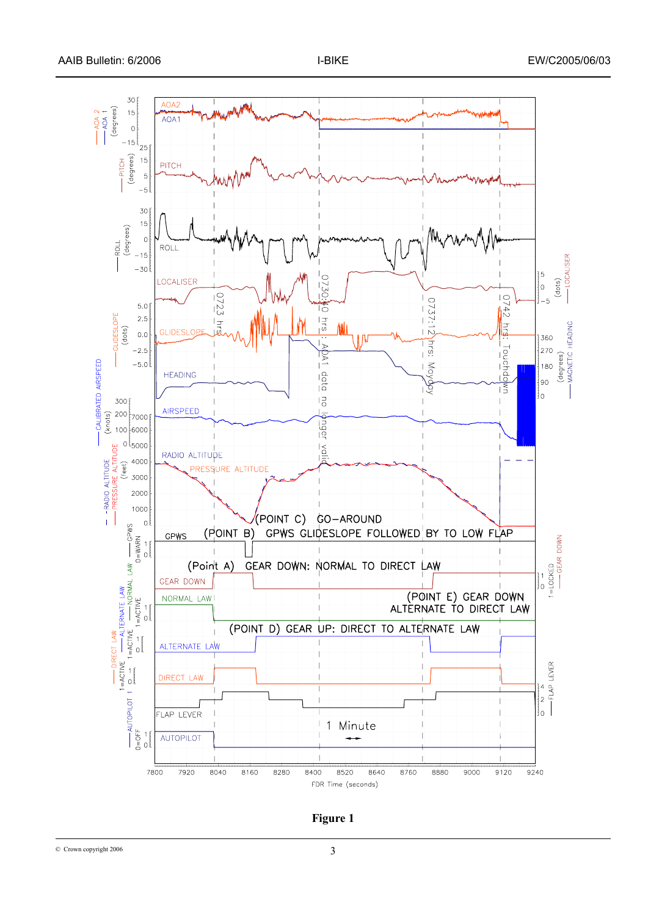**Figure 1**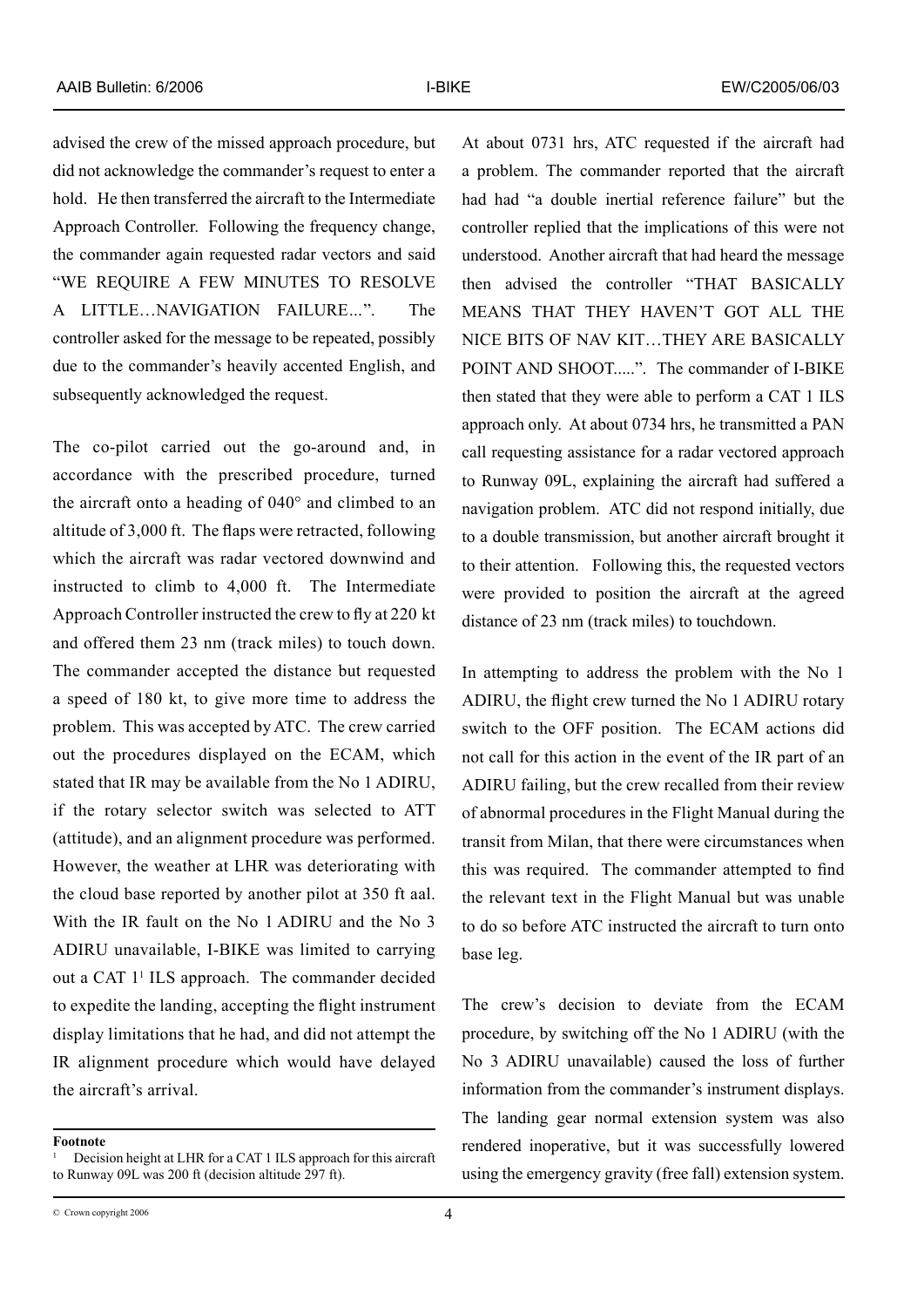advised the crew of the missed approach procedure, but did not acknowledge the commander's request to enter a hold. He then transferred the aircraft to the Intermediate Approach Controller. Following the frequency change, the commander again requested radar vectors and said "WE REQUIRE A FEW MINUTES TO RESOLVE A LITTLE…NAVIGATION FAILURE...". The controller asked for the message to be repeated, possibly due to the commander's heavily accented English, and subsequently acknowledged the request.

The co-pilot carried out the go-around and, in accordance with the prescribed procedure, turned the aircraft onto a heading of 040° and climbed to an altitude of 3,000 ft. The flaps were retracted, following which the aircraft was radar vectored downwind and instructed to climb to 4,000 ft. The Intermediate Approach Controller instructed the crew to fly at 220 kt and offered them 23 nm (track miles) to touch down. The commander accepted the distance but requested a speed of 180 kt, to give more time to address the problem. This was accepted by ATC. The crew carried out the procedures displayed on the ECAM, which stated that IR may be available from the No 1 ADIRU, if the rotary selector switch was selected to ATT (attitude), and an alignment procedure was performed. However, the weather at LHR was deteriorating with the cloud base reported by another pilot at 350 ft aal. With the IR fault on the No 1 ADIRU and the No 3 ADIRU unavailable, I-BIKE was limited to carrying out a CAT 1[1] ILS approach. The commander decided to expedite the landing, accepting the flight instrument display limitations that he had, and did not attempt the IR alignment procedure which would have delayed the aircraft's arrival.

At about 0731 hrs, ATC requested if the aircraft had a problem. The commander reported that the aircraft had had "a double inertial reference failure" but the controller replied that the implications of this were not understood. Another aircraft that had heard the message then advised the controller "THAT BASICALLY MEANS THAT THEY HAVEN'T GOT ALL THE NICE BITS OF NAV KIT…THEY ARE BASICALLY POINT AND SHOOT.....". The commander of I-BIKE then stated that they were able to perform a CAT 1 ILS approach only. At about 0734 hrs, he transmitted a PAN call requesting assistance for a radar vectored approach to Runway 09L, explaining the aircraft had suffered a navigation problem. ATC did not respond initially, due to a double transmission, but another aircraft brought it to their attention. Following this, the requested vectors were provided to position the aircraft at the agreed distance of 23 nm (track miles) to touchdown.

In attempting to address the problem with the No 1 ADIRU, the flight crew turned the No 1 ADIRU rotary switch to the OFF position. The ECAM actions did not call for this action in the event of the IR part of an ADIRU failing, but the crew recalled from their review of abnormal procedures in the Flight Manual during the transit from Milan, that there were circumstances when this was required. The commander attempted to find the relevant text in the Flight Manual but was unable to do so before ATC instructed the aircraft to turn onto base leg.

The crew's decision to deviate from the ECAM procedure, by switching off the No 1 ADIRU (with the No 3 ADIRU unavailable) caused the loss of further information from the commander's instrument displays. The landing gear normal extension system was also rendered inoperative, but it was successfully lowered using the emergency gravity (free fall) extension system.

**Footnote**

[1] Decision height at LHR for a CAT 1 ILS approach for this aircraft to Runway 09L was 200 ft (decision altitude 297 ft).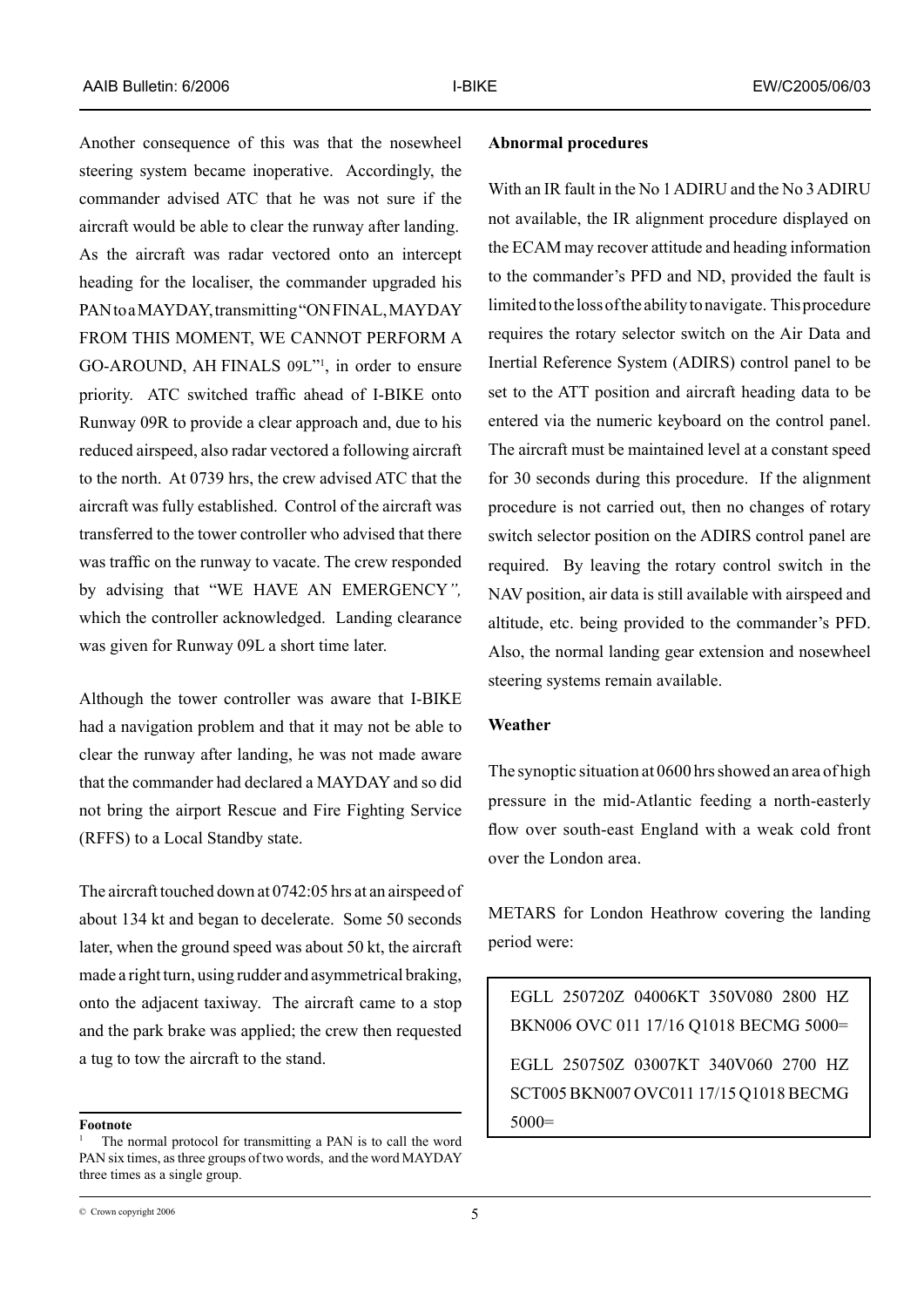Another consequence of this was that the nosewheel steering system became inoperative. Accordingly, the commander advised ATC that he was not sure if the aircraft would be able to clear the runway after landing. As the aircraft was radar vectored onto an intercept heading for the localiser, the commander upgraded his PAN to a MAYDAY, transmitting "ON FINAL, MAYDAY FROM THIS MOMENT, WE CANNOT PERFORM A GO-AROUND, AH FINALS 09L"[1], in order to ensure priority. ATC switched traffic ahead of I-BIKE onto Runway 09R to provide a clear approach and, due to his reduced airspeed, also radar vectored a following aircraft to the north. At 0739 hrs, the crew advised ATC that the aircraft was fully established. Control of the aircraft was transferred to the tower controller who advised that there was traffic on the runway to vacate. The crew responded by advising that "WE HAVE AN EMERGENCY*",* which the controller acknowledged. Landing clearance was given for Runway 09L a short time later.

Although the tower controller was aware that I-BIKE had a navigation problem and that it may not be able to clear the runway after landing, he was not made aware that the commander had declared a MAYDAY and so did not bring the airport Rescue and Fire Fighting Service (RFFS) to a Local Standby state.

The aircraft touched down at 0742:05 hrs at an airspeed of about 134 kt and began to decelerate. Some 50 seconds later, when the ground speed was about 50 kt, the aircraft made a right turn, using rudder and asymmetrical braking, onto the adjacent taxiway. The aircraft came to a stop and the park brake was applied; the crew then requested a tug to tow the aircraft to the stand.

**Footnote**

[1] The normal protocol for transmitting a PAN is to call the word PAN six times, as three groups of two words, and the word MAYDAY three times as a single group.

**Abnormal procedures**

With an IR fault in the No 1 ADIRU and the No 3 ADIRU not available, the IR alignment procedure displayed on the ECAM may recover attitude and heading information to the commander's PFD and ND, provided the fault is limited to the loss of the ability to navigate. This procedure requires the rotary selector switch on the Air Data and Inertial Reference System (ADIRS) control panel to be set to the ATT position and aircraft heading data to be entered via the numeric keyboard on the control panel. The aircraft must be maintained level at a constant speed for 30 seconds during this procedure. If the alignment procedure is not carried out, then no changes of rotary switch selector position on the ADIRS control panel are required. By leaving the rotary control switch in the NAV position, air data is still available with airspeed and altitude, etc. being provided to the commander's PFD. Also, the normal landing gear extension and nosewheel steering systems remain available.

**Weather**

The synoptic situation at 0600 hrs showed an area of high pressure in the mid-Atlantic feeding a north-easterly flow over south-east England with a weak cold front over the London area.

METARS for London Heathrow covering the landing period were:

```
EGLL 250720Z 04006KT 350V080 2800 HZ BKN006 OVC 011 17/16 Q1018 BECMG 5000=

EGLL 250750Z 03007KT 340V060 2700 HZ SCT005 BKN007 OVC011 17/15 Q1018 BECMG 5000=
```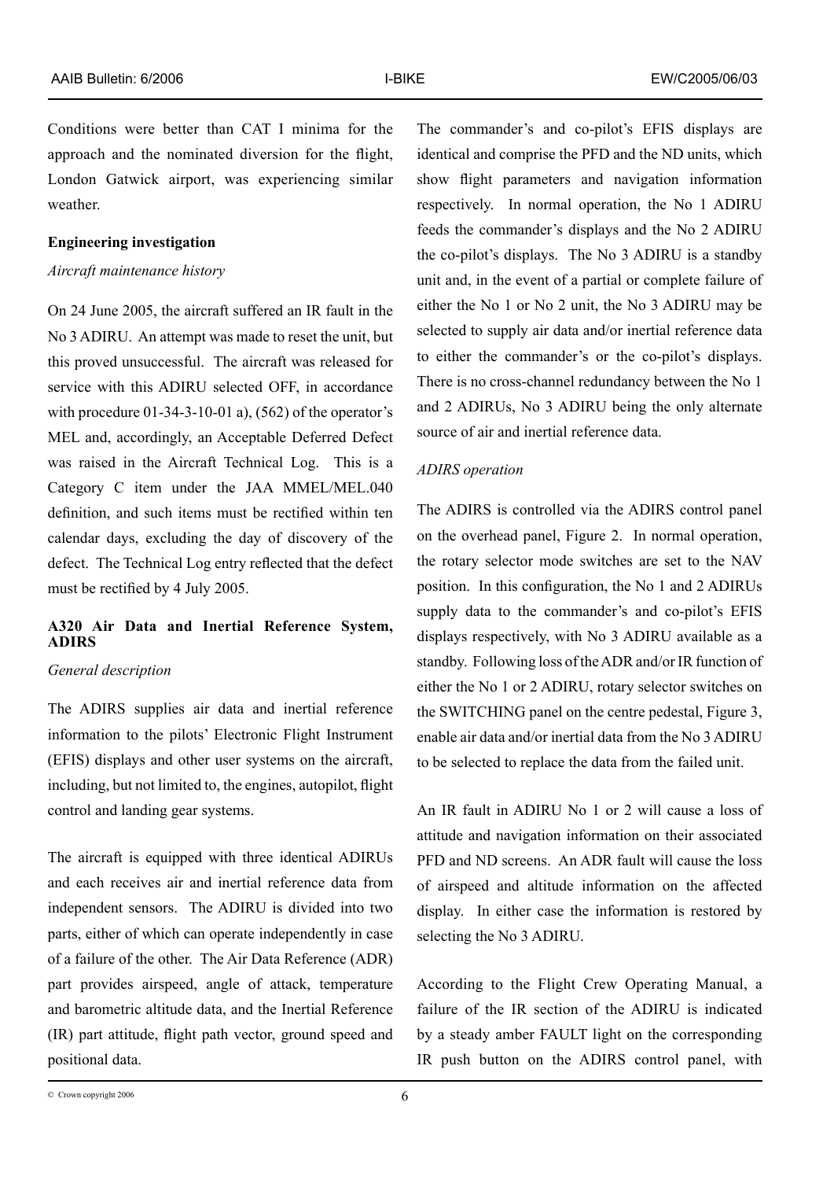Conditions were better than CAT I minima for the approach and the nominated diversion for the flight, London Gatwick airport, was experiencing similar weather.

**Engineering investigation**

*Aircraft maintenance history*

On 24 June 2005, the aircraft suffered an IR fault in the No 3 ADIRU. An attempt was made to reset the unit, but this proved unsuccessful. The aircraft was released for service with this ADIRU selected OFF, in accordance with procedure 01-34-3-10-01 a), (562) of the operator's MEL and, accordingly, an Acceptable Deferred Defect was raised in the Aircraft Technical Log. This is a Category C item under the JAA MMEL/MEL.040 definition, and such items must be rectified within ten calendar days, excluding the day of discovery of the defect. The Technical Log entry reflected that the defect must be rectified by 4 July 2005.

**A320 Air Data and Inertial Reference System, ADIRS**

*General description*

The ADIRS supplies air data and inertial reference information to the pilots' Electronic Flight Instrument (EFIS) displays and other user systems on the aircraft, including, but not limited to, the engines, autopilot, flight control and landing gear systems.

The aircraft is equipped with three identical ADIRUs and each receives air and inertial reference data from independent sensors. The ADIRU is divided into two parts, either of which can operate independently in case of a failure of the other. The Air Data Reference (ADR) part provides airspeed, angle of attack, temperature and barometric altitude data, and the Inertial Reference (IR) part attitude, flight path vector, ground speed and positional data.

The commander's and co-pilot's EFIS displays are identical and comprise the PFD and the ND units, which show flight parameters and navigation information respectively. In normal operation, the No 1 ADIRU feeds the commander's displays and the No 2 ADIRU the co-pilot's displays. The No 3 ADIRU is a standby unit and, in the event of a partial or complete failure of either the No 1 or No 2 unit, the No 3 ADIRU may be selected to supply air data and/or inertial reference data to either the commander's or the co-pilot's displays. There is no cross-channel redundancy between the No 1 and 2 ADIRUs, No 3 ADIRU being the only alternate source of air and inertial reference data.

*ADIRS operation*

The ADIRS is controlled via the ADIRS control panel on the overhead panel, Figure 2. In normal operation, the rotary selector mode switches are set to the NAV position. In this configuration, the No 1 and 2 ADIRUs supply data to the commander's and co-pilot's EFIS displays respectively, with No 3 ADIRU available as a standby. Following loss of the ADR and/or IR function of either the No 1 or 2 ADIRU, rotary selector switches on the SWITCHING panel on the centre pedestal, Figure 3, enable air data and/or inertial data from the No 3 ADIRU to be selected to replace the data from the failed unit.

An IR fault in ADIRU No 1 or 2 will cause a loss of attitude and navigation information on their associated PFD and ND screens. An ADR fault will cause the loss of airspeed and altitude information on the affected display. In either case the information is restored by selecting the No 3 ADIRU.

According to the Flight Crew Operating Manual, a failure of the IR section of the ADIRU is indicated by a steady amber FAULT light on the corresponding IR push button on the ADIRS control panel, with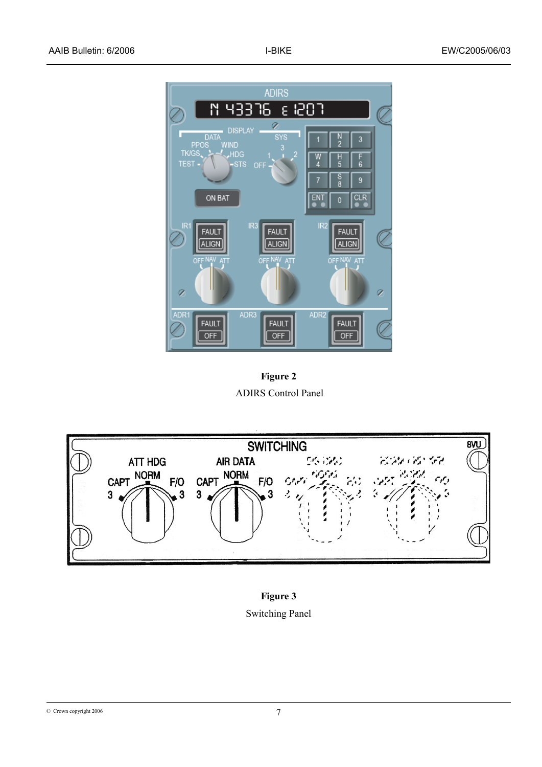**Figure 2**

ADIRS Control Panel

**Figure 3**

Switching Panel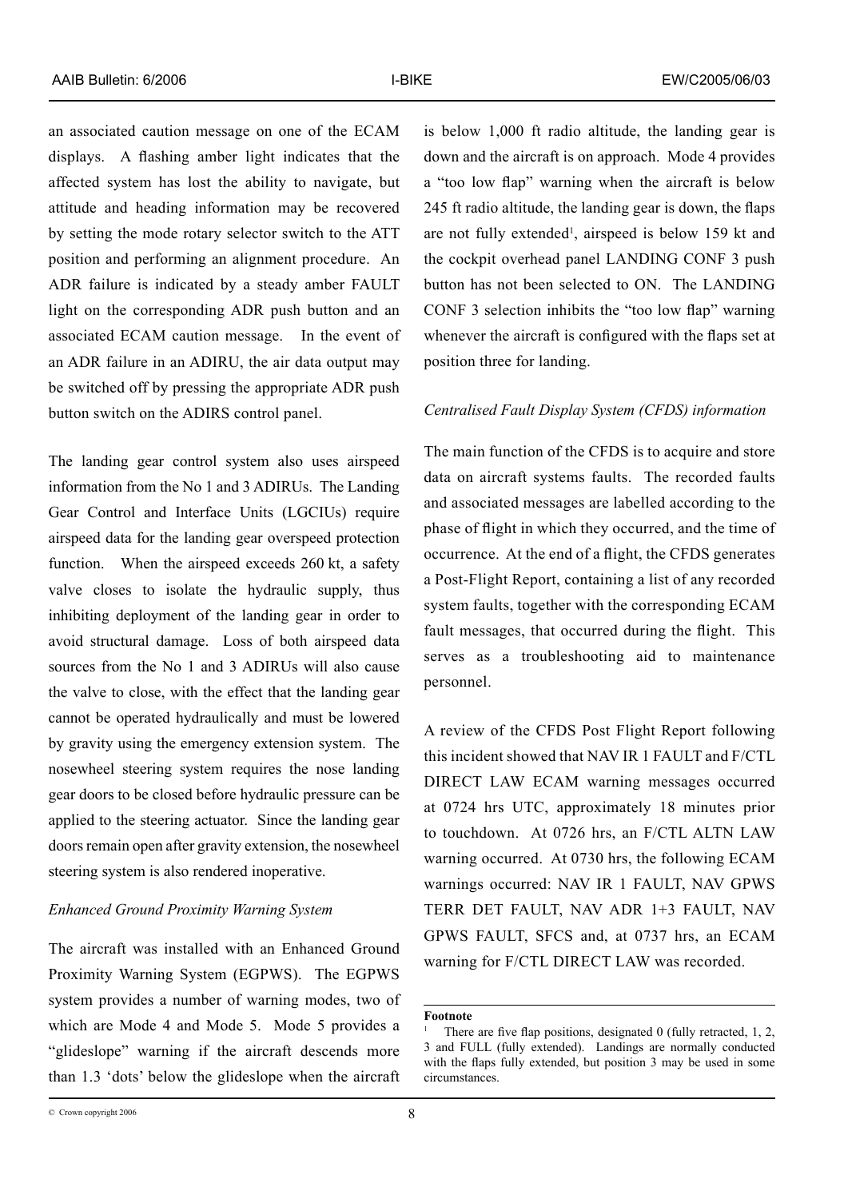an associated caution message on one of the ECAM displays. A flashing amber light indicates that the affected system has lost the ability to navigate, but attitude and heading information may be recovered by setting the mode rotary selector switch to the ATT position and performing an alignment procedure. An ADR failure is indicated by a steady amber FAULT light on the corresponding ADR push button and an associated ECAM caution message. In the event of an ADR failure in an ADIRU, the air data output may be switched off by pressing the appropriate ADR push button switch on the ADIRS control panel.

The landing gear control system also uses airspeed information from the No 1 and 3 ADIRUs. The Landing Gear Control and Interface Units (LGCIUs) require airspeed data for the landing gear overspeed protection function. When the airspeed exceeds 260 kt, a safety valve closes to isolate the hydraulic supply, thus inhibiting deployment of the landing gear in order to avoid structural damage. Loss of both airspeed data sources from the No 1 and 3 ADIRUs will also cause the valve to close, with the effect that the landing gear cannot be operated hydraulically and must be lowered by gravity using the emergency extension system. The nosewheel steering system requires the nose landing gear doors to be closed before hydraulic pressure can be applied to the steering actuator. Since the landing gear doors remain open after gravity extension, the nosewheel steering system is also rendered inoperative.

*Enhanced Ground Proximity Warning System*

The aircraft was installed with an Enhanced Ground Proximity Warning System (EGPWS). The EGPWS system provides a number of warning modes, two of which are Mode 4 and Mode 5. Mode 5 provides a "glideslope" warning if the aircraft descends more than 1.3 'dots' below the glideslope when the aircraft is below 1,000 ft radio altitude, the landing gear is down and the aircraft is on approach. Mode 4 provides a "too low flap" warning when the aircraft is below 245 ft radio altitude, the landing gear is down, the flaps are not fully extended[1], airspeed is below 159 kt and the cockpit overhead panel LANDING CONF 3 push button has not been selected to ON. The LANDING CONF 3 selection inhibits the "too low flap" warning whenever the aircraft is configured with the flaps set at position three for landing.

*Centralised Fault Display System (CFDS) information*

The main function of the CFDS is to acquire and store data on aircraft systems faults. The recorded faults and associated messages are labelled according to the phase of flight in which they occurred, and the time of occurrence. At the end of a flight, the CFDS generates a Post-Flight Report, containing a list of any recorded system faults, together with the corresponding ECAM fault messages, that occurred during the flight. This serves as a troubleshooting aid to maintenance personnel.

A review of the CFDS Post Flight Report following this incident showed that NAV IR 1 FAULT and F/CTL DIRECT LAW ECAM warning messages occurred at 0724 hrs UTC, approximately 18 minutes prior to touchdown. At 0726 hrs, an F/CTL ALTN LAW warning occurred. At 0730 hrs, the following ECAM warnings occurred: NAV IR 1 FAULT, NAV GPWS TERR DET FAULT, NAV ADR 1+3 FAULT, NAV GPWS FAULT, SFCS and, at 0737 hrs, an ECAM warning for F/CTL DIRECT LAW was recorded.

**Footnote**

[1] There are five flap positions, designated 0 (fully retracted, 1, 2, 3 and FULL (fully extended). Landings are normally conducted with the flaps fully extended, but position 3 may be used in some circumstances.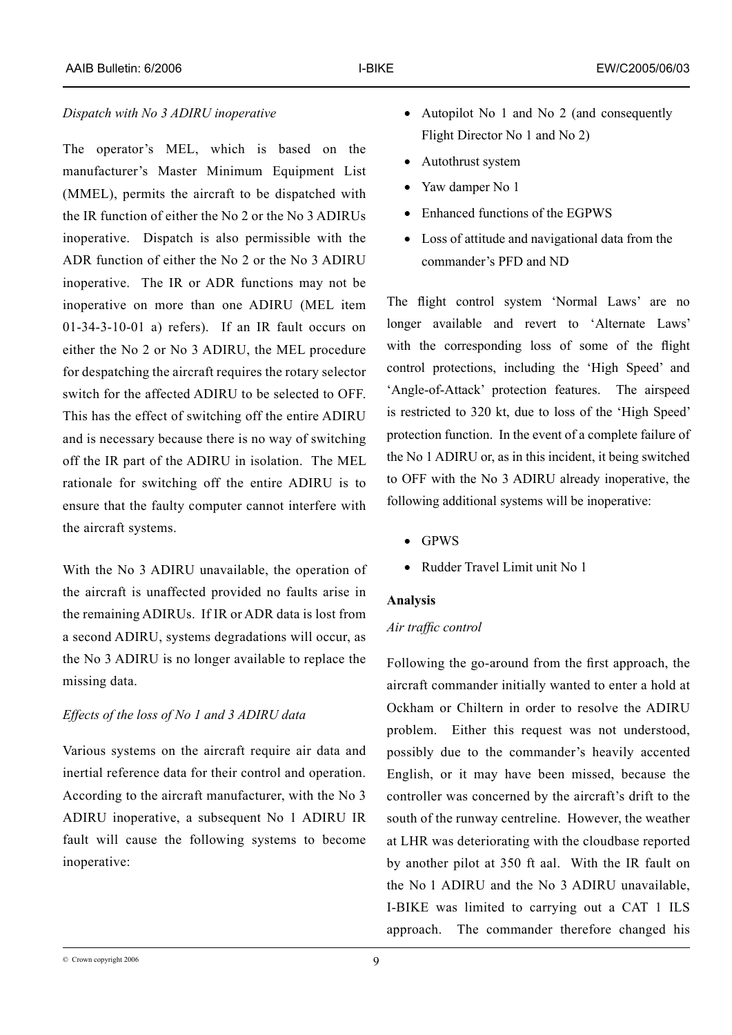*Dispatch with No 3 ADIRU inoperative*

The operator's MEL, which is based on the manufacturer's Master Minimum Equipment List (MMEL), permits the aircraft to be dispatched with the IR function of either the No 2 or the No 3 ADIRUs inoperative. Dispatch is also permissible with the ADR function of either the No 2 or the No 3 ADIRU inoperative. The IR or ADR functions may not be inoperative on more than one ADIRU (MEL item 01-34-3-10-01 a) refers). If an IR fault occurs on either the No 2 or No 3 ADIRU, the MEL procedure for despatching the aircraft requires the rotary selector switch for the affected ADIRU to be selected to OFF. This has the effect of switching off the entire ADIRU and is necessary because there is no way of switching off the IR part of the ADIRU in isolation. The MEL rationale for switching off the entire ADIRU is to ensure that the faulty computer cannot interfere with the aircraft systems.

With the No 3 ADIRU unavailable, the operation of the aircraft is unaffected provided no faults arise in the remaining ADIRUs. If IR or ADR data is lost from a second ADIRU, systems degradations will occur, as the No 3 ADIRU is no longer available to replace the missing data.

*Effects of the loss of No 1 and 3 ADIRU data*

Various systems on the aircraft require air data and inertial reference data for their control and operation. According to the aircraft manufacturer, with the No 3 ADIRU inoperative, a subsequent No 1 ADIRU IR fault will cause the following systems to become inoperative:

- Autopilot No 1 and No 2 (and consequently Flight Director No 1 and No 2)
- Autothrust system
- Yaw damper No 1
- Enhanced functions of the EGPWS
- Loss of attitude and navigational data from the commander's PFD and ND

The flight control system 'Normal Laws' are no longer available and revert to 'Alternate Laws' with the corresponding loss of some of the flight control protections, including the 'High Speed' and 'Angle-of-Attack' protection features. The airspeed is restricted to 320 kt, due to loss of the 'High Speed' protection function. In the event of a complete failure of the No 1 ADIRU or, as in this incident, it being switched to OFF with the No 3 ADIRU already inoperative, the following additional systems will be inoperative:

- GPWS
- Rudder Travel Limit unit No 1

**Analysis**

*Air traffic control*

Following the go-around from the first approach, the aircraft commander initially wanted to enter a hold at Ockham or Chiltern in order to resolve the ADIRU problem. Either this request was not understood, possibly due to the commander's heavily accented English, or it may have been missed, because the controller was concerned by the aircraft's drift to the south of the runway centreline. However, the weather at LHR was deteriorating with the cloudbase reported by another pilot at 350 ft aal. With the IR fault on the No 1 ADIRU and the No 3 ADIRU unavailable, I-BIKE was limited to carrying out a CAT 1 ILS approach. The commander therefore changed his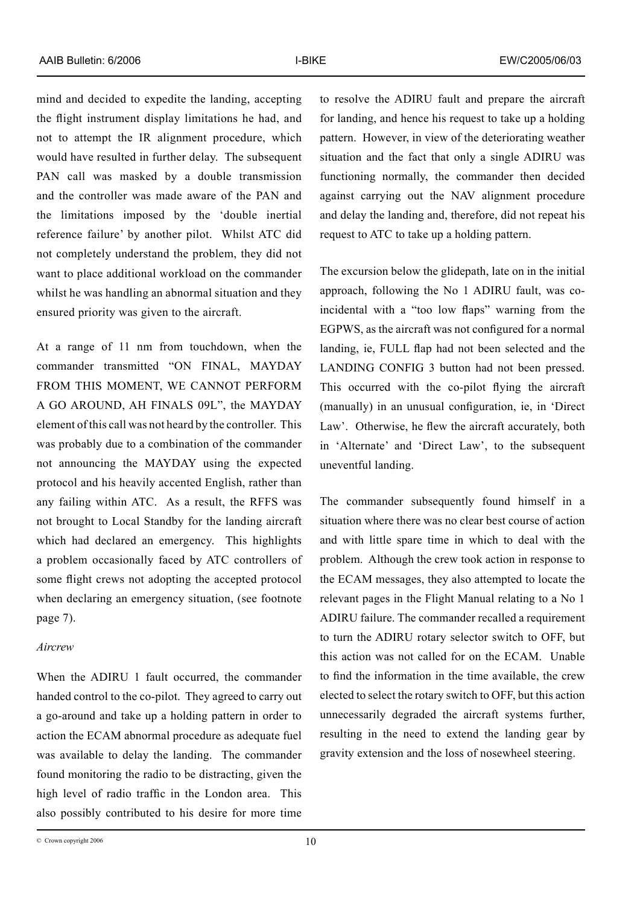mind and decided to expedite the landing, accepting the flight instrument display limitations he had, and not to attempt the IR alignment procedure, which would have resulted in further delay. The subsequent PAN call was masked by a double transmission and the controller was made aware of the PAN and the limitations imposed by the 'double inertial reference failure' by another pilot. Whilst ATC did not completely understand the problem, they did not want to place additional workload on the commander whilst he was handling an abnormal situation and they ensured priority was given to the aircraft.

At a range of 11 nm from touchdown, when the commander transmitted "ON FINAL, MAYDAY FROM THIS MOMENT, WE CANNOT PERFORM A GO AROUND, AH FINALS 09L", the MAYDAY element of this call was not heard by the controller. This was probably due to a combination of the commander not announcing the MAYDAY using the expected protocol and his heavily accented English, rather than any failing within ATC. As a result, the RFFS was not brought to Local Standby for the landing aircraft which had declared an emergency. This highlights a problem occasionally faced by ATC controllers of some flight crews not adopting the accepted protocol when declaring an emergency situation, (see footnote page 7).

*Aircrew*

When the ADIRU 1 fault occurred, the commander handed control to the co-pilot. They agreed to carry out a go-around and take up a holding pattern in order to action the ECAM abnormal procedure as adequate fuel was available to delay the landing. The commander found monitoring the radio to be distracting, given the high level of radio traffic in the London area. This also possibly contributed to his desire for more time to resolve the ADIRU fault and prepare the aircraft for landing, and hence his request to take up a holding pattern. However, in view of the deteriorating weather situation and the fact that only a single ADIRU was functioning normally, the commander then decided against carrying out the NAV alignment procedure and delay the landing and, therefore, did not repeat his request to ATC to take up a holding pattern.

The excursion below the glidepath, late on in the initial approach, following the No 1 ADIRU fault, was co-incidental with a "too low flaps" warning from the EGPWS, as the aircraft was not configured for a normal landing, ie, FULL flap had not been selected and the LANDING CONFIG 3 button had not been pressed. This occurred with the co-pilot flying the aircraft (manually) in an unusual configuration, ie, in 'Direct Law'. Otherwise, he flew the aircraft accurately, both in 'Alternate' and 'Direct Law', to the subsequent uneventful landing.

The commander subsequently found himself in a situation where there was no clear best course of action and with little spare time in which to deal with the problem. Although the crew took action in response to the ECAM messages, they also attempted to locate the relevant pages in the Flight Manual relating to a No 1 ADIRU failure. The commander recalled a requirement to turn the ADIRU rotary selector switch to OFF, but this action was not called for on the ECAM. Unable to find the information in the time available, the crew elected to select the rotary switch to OFF, but this action unnecessarily degraded the aircraft systems further, resulting in the need to extend the landing gear by gravity extension and the loss of nosewheel steering.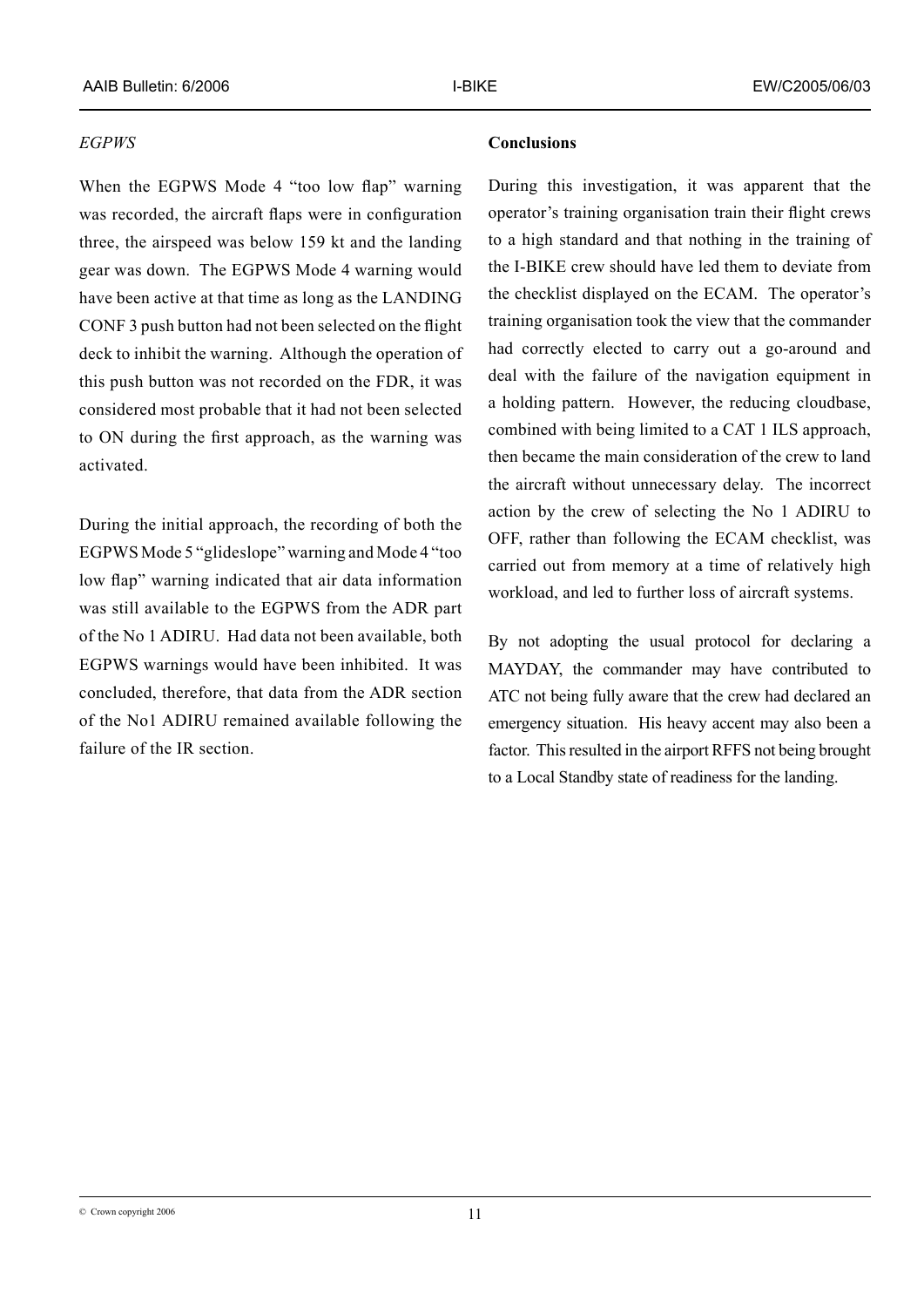*EGPWS*

When the EGPWS Mode 4 "too low flap" warning was recorded, the aircraft flaps were in configuration three, the airspeed was below 159 kt and the landing gear was down. The EGPWS Mode 4 warning would have been active at that time as long as the LANDING CONF 3 push button had not been selected on the flight deck to inhibit the warning. Although the operation of this push button was not recorded on the FDR, it was considered most probable that it had not been selected to ON during the first approach, as the warning was activated.

During the initial approach, the recording of both the EGPWS Mode 5 "glideslope" warning and Mode 4 "too low flap" warning indicated that air data information was still available to the EGPWS from the ADR part of the No 1 ADIRU. Had data not been available, both EGPWS warnings would have been inhibited. It was concluded, therefore, that data from the ADR section of the No1 ADIRU remained available following the failure of the IR section.

**Conclusions**

During this investigation, it was apparent that the operator's training organisation train their flight crews to a high standard and that nothing in the training of the I-BIKE crew should have led them to deviate from the checklist displayed on the ECAM. The operator's training organisation took the view that the commander had correctly elected to carry out a go-around and deal with the failure of the navigation equipment in a holding pattern. However, the reducing cloudbase, combined with being limited to a CAT 1 ILS approach, then became the main consideration of the crew to land the aircraft without unnecessary delay. The incorrect action by the crew of selecting the No 1 ADIRU to OFF, rather than following the ECAM checklist, was carried out from memory at a time of relatively high workload, and led to further loss of aircraft systems.

By not adopting the usual protocol for declaring a MAYDAY, the commander may have contributed to ATC not being fully aware that the crew had declared an emergency situation. His heavy accent may also been a factor. This resulted in the airport RFFS not being brought to a Local Standby state of readiness for the landing.